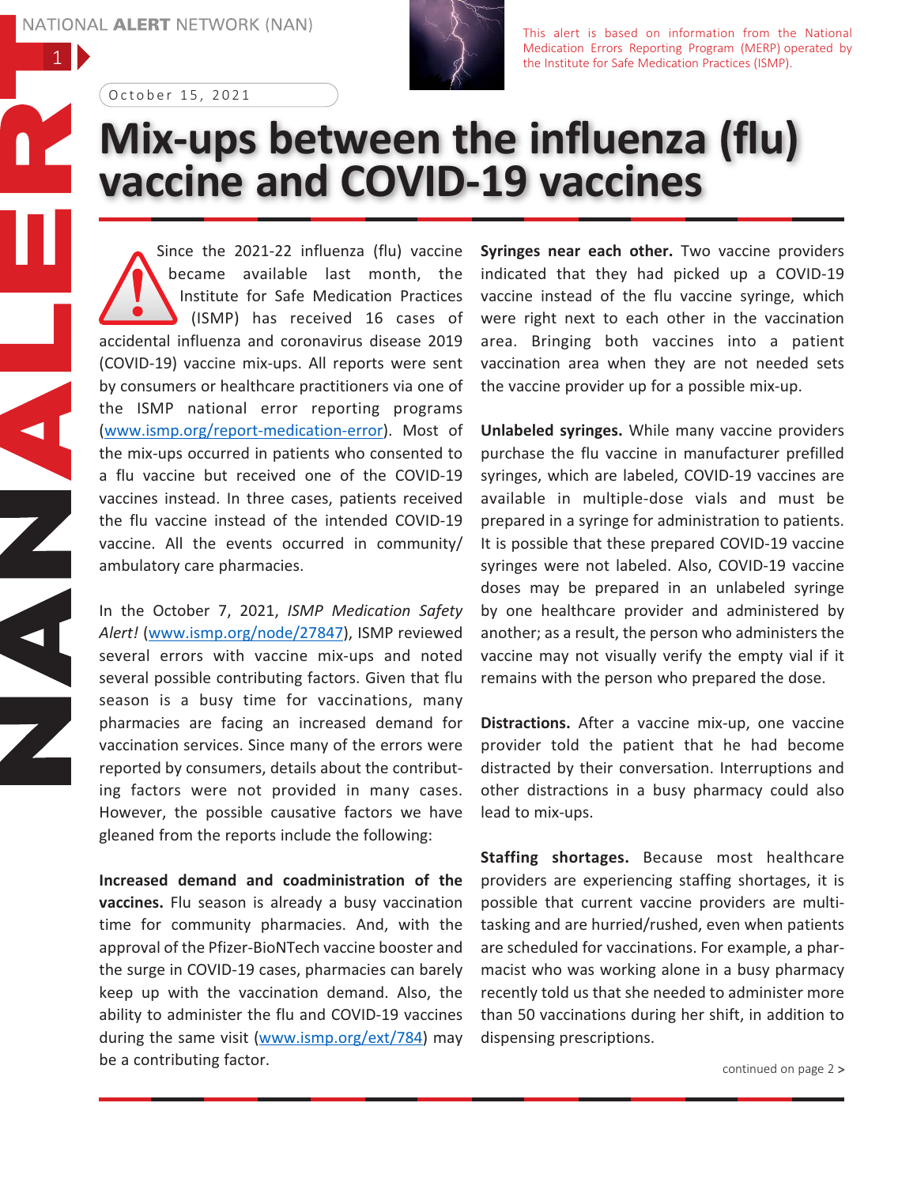NATIONAL ALERT NETWORK (NAN)

This alert is based on information from the National Medication Errors Reporting Program (MERP) operated by the Institute for Safe Medication Practices (ISMP).

October 15, 2021

# Mix-ups between the influenza (flu) vaccine and COVID-19 vaccines

Since the 2021-22 influenza (flu) vaccine became available last month, the Institute for Safe Medication Practices (ISMP) has received 16 cases of accidental influenza and coronavirus disease 2019 (COVID-19) vaccine mix-ups. All reports were sent by consumers or healthcare practitioners via one of the ISMP national error reporting programs (www.ismp.org/report-medication-error). Most of the mix-ups occurred in patients who consented to a flu vaccine but received one of the COVID-19 vaccines instead. In three cases, patients received the flu vaccine instead of the intended COVID-19 vaccine. All the events occurred in community/ambulatory care pharmacies.

In the October 7, 2021, *ISMP Medication Safety Alert!* (www.ismp.org/node/27847), ISMP reviewed several errors with vaccine mix-ups and noted several possible contributing factors. Given that flu season is a busy time for vaccinations, many pharmacies are facing an increased demand for vaccination services. Since many of the errors were reported by consumers, details about the contributing factors were not provided in many cases. However, the possible causative factors we have gleaned from the reports include the following:

**Increased demand and coadministration of the vaccines.** Flu season is already a busy vaccination time for community pharmacies. And, with the approval of the Pfizer-BioNTech vaccine booster and the surge in COVID-19 cases, pharmacies can barely keep up with the vaccination demand. Also, the ability to administer the flu and COVID-19 vaccines during the same visit (www.ismp.org/ext/784) may be a contributing factor.

**Syringes near each other.** Two vaccine providers indicated that they had picked up a COVID-19 vaccine instead of the flu vaccine syringe, which were right next to each other in the vaccination area. Bringing both vaccines into a patient vaccination area when they are not needed sets the vaccine provider up for a possible mix-up.

**Unlabeled syringes.** While many vaccine providers purchase the flu vaccine in manufacturer prefilled syringes, which are labeled, COVID-19 vaccines are available in multiple-dose vials and must be prepared in a syringe for administration to patients. It is possible that these prepared COVID-19 vaccine syringes were not labeled. Also, COVID-19 vaccine doses may be prepared in an unlabeled syringe by one healthcare provider and administered by another; as a result, the person who administers the vaccine may not visually verify the empty vial if it remains with the person who prepared the dose.

**Distractions.** After a vaccine mix-up, one vaccine provider told the patient that he had become distracted by their conversation. Interruptions and other distractions in a busy pharmacy could also lead to mix-ups.

**Staffing shortages.** Because most healthcare providers are experiencing staffing shortages, it is possible that current vaccine providers are multi-tasking and are hurried/rushed, even when patients are scheduled for vaccinations. For example, a pharmacist who was working alone in a busy pharmacy recently told us that she needed to administer more than 50 vaccinations during her shift, in addition to dispensing prescriptions.

continued on page 2 >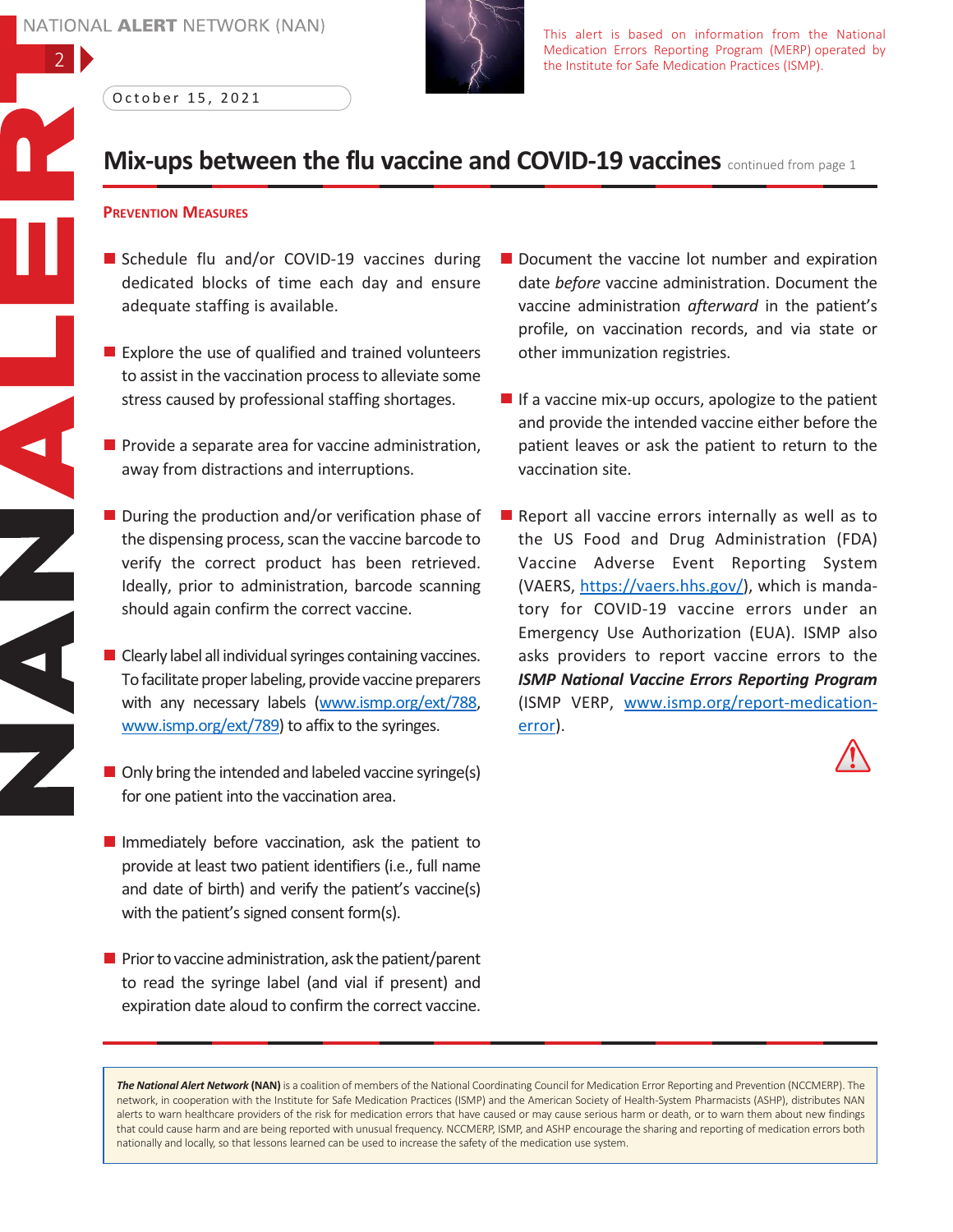# Mix-ups between the flu vaccine and COVID-19 vaccines continued from page 1

This alert is based on information from the National Medication Errors Reporting Program (MERP) operated by the Institute for Safe Medication Practices (ISMP).

October 15, 2021

## Prevention Measures

- Schedule flu and/or COVID-19 vaccines during dedicated blocks of time each day and ensure adequate staffing is available.
- Explore the use of qualified and trained volunteers to assist in the vaccination process to alleviate some stress caused by professional staffing shortages.
- Provide a separate area for vaccine administration, away from distractions and interruptions.
- During the production and/or verification phase of the dispensing process, scan the vaccine barcode to verify the correct product has been retrieved. Ideally, prior to administration, barcode scanning should again confirm the correct vaccine.
- Clearly label all individual syringes containing vaccines. To facilitate proper labeling, provide vaccine preparers with any necessary labels (www.ismp.org/ext/788, www.ismp.org/ext/789) to affix to the syringes.
- Only bring the intended and labeled vaccine syringe(s) for one patient into the vaccination area.
- Immediately before vaccination, ask the patient to provide at least two patient identifiers (i.e., full name and date of birth) and verify the patient's vaccine(s) with the patient's signed consent form(s).
- Prior to vaccine administration, ask the patient/parent to read the syringe label (and vial if present) and expiration date aloud to confirm the correct vaccine.
- Document the vaccine lot number and expiration date *before* vaccine administration. Document the vaccine administration *afterward* in the patient's profile, on vaccination records, and via state or other immunization registries.
- If a vaccine mix-up occurs, apologize to the patient and provide the intended vaccine either before the patient leaves or ask the patient to return to the vaccination site.
- Report all vaccine errors internally as well as to the US Food and Drug Administration (FDA) Vaccine Adverse Event Reporting System (VAERS, https://vaers.hhs.gov/), which is mandatory for COVID-19 vaccine errors under an Emergency Use Authorization (EUA). ISMP also asks providers to report vaccine errors to the ***ISMP National Vaccine Errors Reporting Program*** (ISMP VERP, www.ismp.org/report-medication-error).

***The National Alert Network*** **(NAN)** is a coalition of members of the National Coordinating Council for Medication Error Reporting and Prevention (NCCMERP). The network, in cooperation with the Institute for Safe Medication Practices (ISMP) and the American Society of Health-System Pharmacists (ASHP), distributes NAN alerts to warn healthcare providers of the risk for medication errors that have caused or may cause serious harm or death, or to warn them about new findings that could cause harm and are being reported with unusual frequency. NCCMERP, ISMP, and ASHP encourage the sharing and reporting of medication errors both nationally and locally, so that lessons learned can be used to increase the safety of the medication use system.